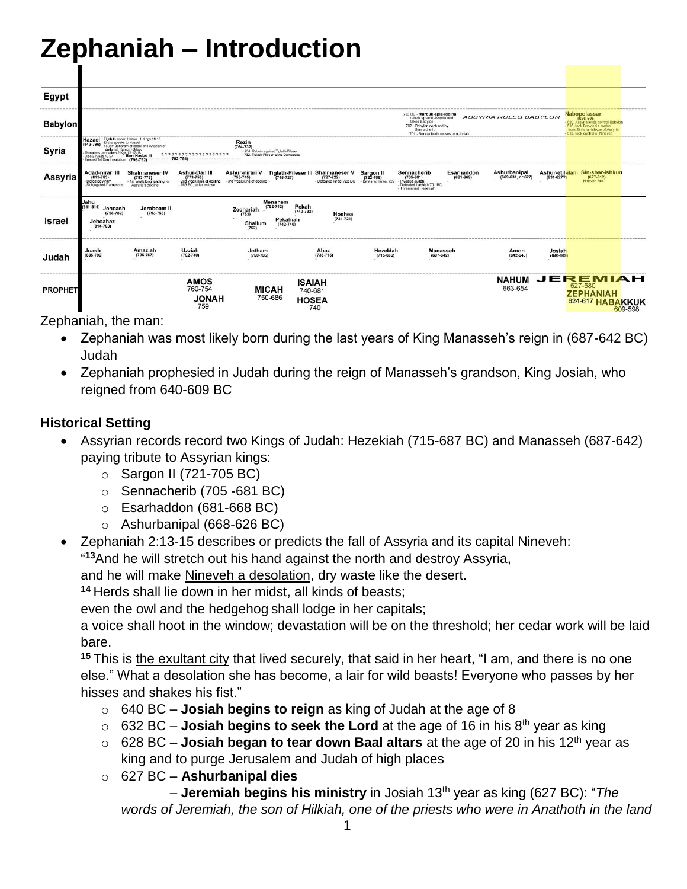# Zephaniah – Introduction

Zephaniah, the man:

- Zephaniah was most likely born during the last years of King Manasseh's reign in (687-642 BC) Judah
- Zephaniah prophesied in Judah during the reign of Manasseh's grandson, King Josiah, who reigned from 640-609 BC

### Historical Setting

- Assyrian records record two Kings of Judah: Hezekiah (715-687 BC) and Manasseh (687-642) paying tribute to Assyrian kings:
  - Sargon II (721-705 BC)
  - Sennacherib (705 -681 BC)
  - Esarhaddon (681-668 BC)
  - Ashurbanipal (668-626 BC)
- Zephaniah 2:13-15 describes or predicts the fall of Assyria and its capital Nineveh:
  "**13**And he will stretch out his hand <u>against the north</u> and <u>destroy Assyria</u>,
  and he will make <u>Nineveh a desolation</u>, dry waste like the desert.
  **14** Herds shall lie down in her midst, all kinds of beasts;
  even the owl and the hedgehog shall lodge in her capitals;
  a voice shall hoot in the window; devastation will be on the threshold; her cedar work will be laid bare.
  **15** This is <u>the exultant city</u> that lived securely, that said in her heart, "I am, and there is no one else." What a desolation she has become, a lair for wild beasts! Everyone who passes by her hisses and shakes his fist."
  - 640 BC – **Josiah begins to reign** as king of Judah at the age of 8
  - 632 BC – **Josiah begins to seek the Lord** at the age of 16 in his 8th year as king
  - 628 BC – **Josiah began to tear down Baal altars** at the age of 20 in his 12th year as king and to purge Jerusalem and Judah of high places
  - 627 BC – **Ashurbanipal dies**
    – **Jeremiah begins his ministry** in Josiah 13th year as king (627 BC): "*The words of Jeremiah, the son of Hilkiah, one of the priests who were in Anathoth in the land*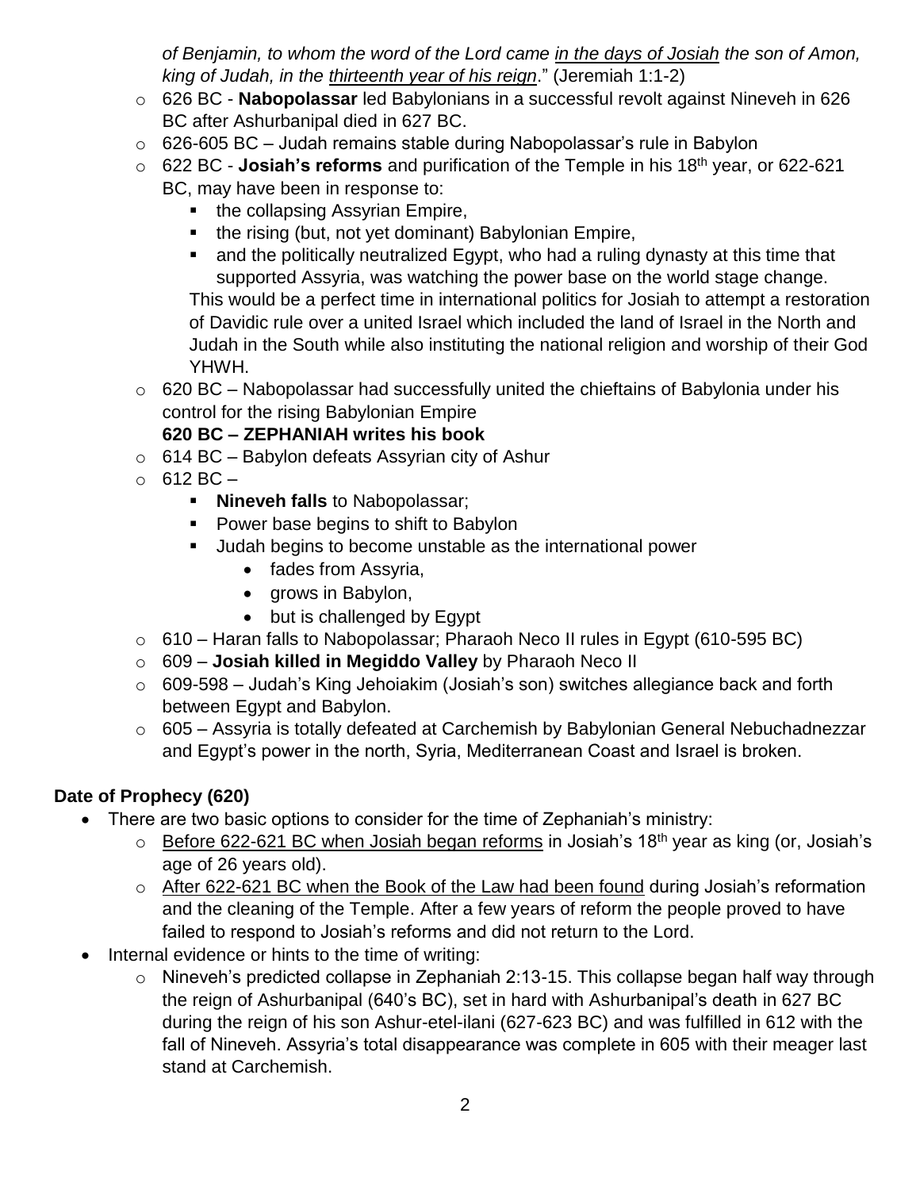*of Benjamin, to whom the word of the Lord came <u>in the days of Josiah</u> the son of Amon, king of Judah, in the <u>thirteenth year of his reign</u>.*" (Jeremiah 1:1-2)

- 626 BC - **Nabopolassar** led Babylonians in a successful revolt against Nineveh in 626 BC after Ashurbanipal died in 627 BC.
- 626-605 BC – Judah remains stable during Nabopolassar's rule in Babylon
- 622 BC - **Josiah's reforms** and purification of the Temple in his 18th year, or 622-621 BC, may have been in response to:
  - the collapsing Assyrian Empire,
  - the rising (but, not yet dominant) Babylonian Empire,
  - and the politically neutralized Egypt, who had a ruling dynasty at this time that supported Assyria, was watching the power base on the world stage change.

  This would be a perfect time in international politics for Josiah to attempt a restoration of Davidic rule over a united Israel which included the land of Israel in the North and Judah in the South while also instituting the national religion and worship of their God YHWH.
- 620 BC – Nabopolassar had successfully united the chieftains of Babylonia under his control for the rising Babylonian Empire

  **620 BC – ZEPHANIAH writes his book**
- 614 BC – Babylon defeats Assyrian city of Ashur
- 612 BC –
  - **Nineveh falls** to Nabopolassar;
  - Power base begins to shift to Babylon
  - Judah begins to become unstable as the international power
    - fades from Assyria,
    - grows in Babylon,
    - but is challenged by Egypt
- 610 – Haran falls to Nabopolassar; Pharaoh Neco II rules in Egypt (610-595 BC)
- 609 – **Josiah killed in Megiddo Valley** by Pharaoh Neco II
- 609-598 – Judah's King Jehoiakim (Josiah's son) switches allegiance back and forth between Egypt and Babylon.
- 605 – Assyria is totally defeated at Carchemish by Babylonian General Nebuchadnezzar and Egypt's power in the north, Syria, Mediterranean Coast and Israel is broken.

**Date of Prophecy (620)**

- There are two basic options to consider for the time of Zephaniah's ministry:
  - <u>Before 622-621 BC when Josiah began reforms</u> in Josiah's 18th year as king (or, Josiah's age of 26 years old).
  - <u>After 622-621 BC when the Book of the Law had been found</u> during Josiah's reformation and the cleaning of the Temple. After a few years of reform the people proved to have failed to respond to Josiah's reforms and did not return to the Lord.
- Internal evidence or hints to the time of writing:
  - Nineveh's predicted collapse in Zephaniah 2:13-15. This collapse began half way through the reign of Ashurbanipal (640's BC), set in hard with Ashurbanipal's death in 627 BC during the reign of his son Ashur-etel-ilani (627-623 BC) and was fulfilled in 612 with the fall of Nineveh. Assyria's total disappearance was complete in 605 with their meager last stand at Carchemish.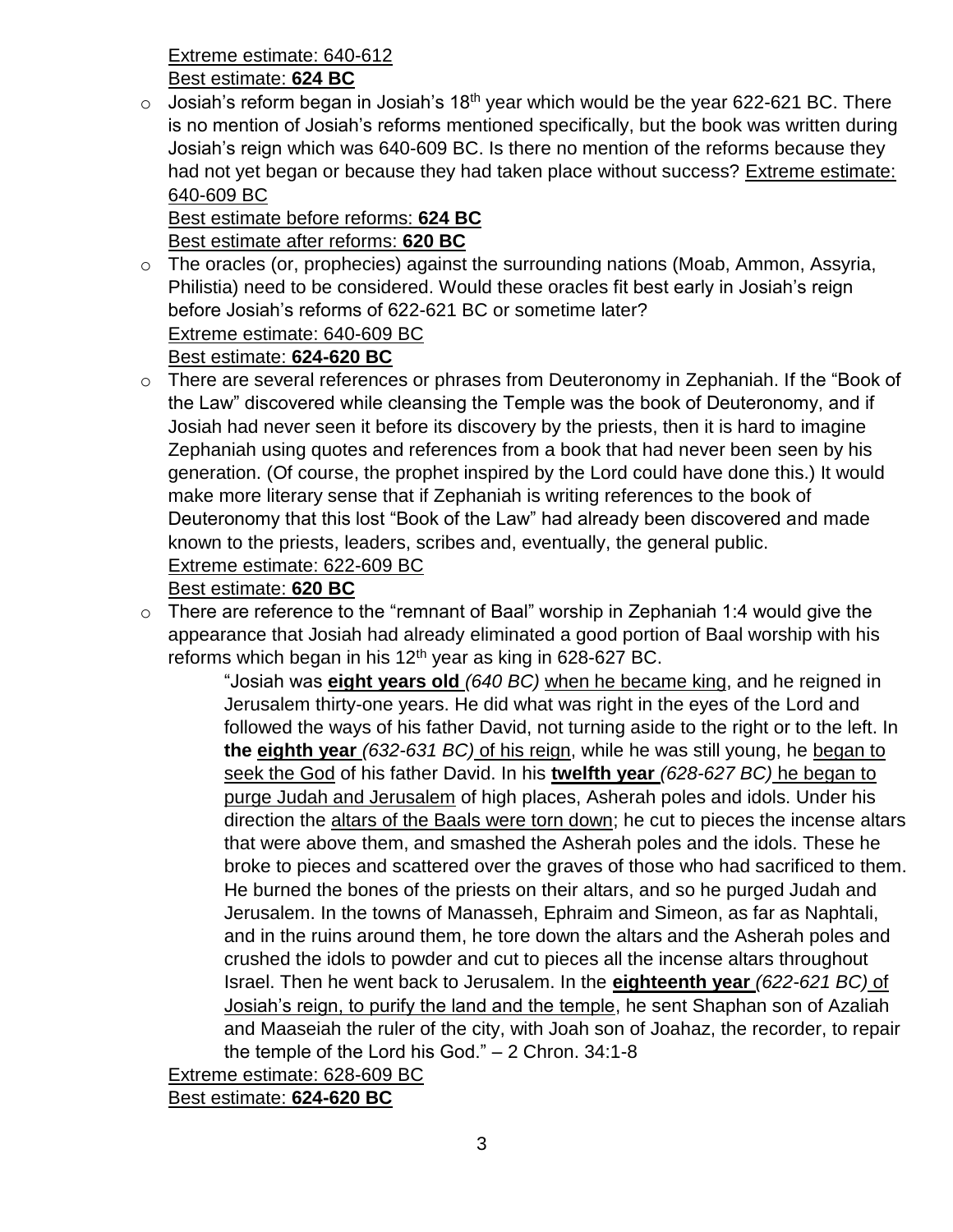Extreme estimate: 640-612
Best estimate: **624 BC**

- Josiah's reform began in Josiah's 18th year which would be the year 622-621 BC. There is no mention of Josiah's reforms mentioned specifically, but the book was written during Josiah's reign which was 640-609 BC. Is there no mention of the reforms because they had not yet began or because they had taken place without success? Extreme estimate: 640-609 BC
  Best estimate before reforms: **624 BC**
  Best estimate after reforms: **620 BC**
- The oracles (or, prophecies) against the surrounding nations (Moab, Ammon, Assyria, Philistia) need to be considered. Would these oracles fit best early in Josiah's reign before Josiah's reforms of 622-621 BC or sometime later?
  Extreme estimate: 640-609 BC
  Best estimate: **624-620 BC**
- There are several references or phrases from Deuteronomy in Zephaniah. If the "Book of the Law" discovered while cleansing the Temple was the book of Deuteronomy, and if Josiah had never seen it before its discovery by the priests, then it is hard to imagine Zephaniah using quotes and references from a book that had never been seen by his generation. (Of course, the prophet inspired by the Lord could have done this.) It would make more literary sense that if Zephaniah is writing references to the book of Deuteronomy that this lost "Book of the Law" had already been discovered and made known to the priests, leaders, scribes and, eventually, the general public.
  Extreme estimate: 622-609 BC
  Best estimate: **620 BC**
- There are reference to the "remnant of Baal" worship in Zephaniah 1:4 would give the appearance that Josiah had already eliminated a good portion of Baal worship with his reforms which began in his 12th year as king in 628-627 BC.

  > "Josiah was **eight years old** *(640 BC)* when he became king, and he reigned in Jerusalem thirty-one years. He did what was right in the eyes of the Lord and followed the ways of his father David, not turning aside to the right or to the left. In **the eighth year** *(632-631 BC)* of his reign, while he was still young, he began to seek the God of his father David. In his **twelfth year** *(628-627 BC)* he began to purge Judah and Jerusalem of high places, Asherah poles and idols. Under his direction the altars of the Baals were torn down; he cut to pieces the incense altars that were above them, and smashed the Asherah poles and the idols. These he broke to pieces and scattered over the graves of those who had sacrificed to them. He burned the bones of the priests on their altars, and so he purged Judah and Jerusalem. In the towns of Manasseh, Ephraim and Simeon, as far as Naphtali, and in the ruins around them, he tore down the altars and the Asherah poles and crushed the idols to powder and cut to pieces all the incense altars throughout Israel. Then he went back to Jerusalem. In the **eighteenth year** *(622-621 BC)* of Josiah's reign, to purify the land and the temple, he sent Shaphan son of Azaliah and Maaseiah the ruler of the city, with Joah son of Joahaz, the recorder, to repair the temple of the Lord his God." – 2 Chron. 34:1-8

  Extreme estimate: 628-609 BC
  Best estimate: **624-620 BC**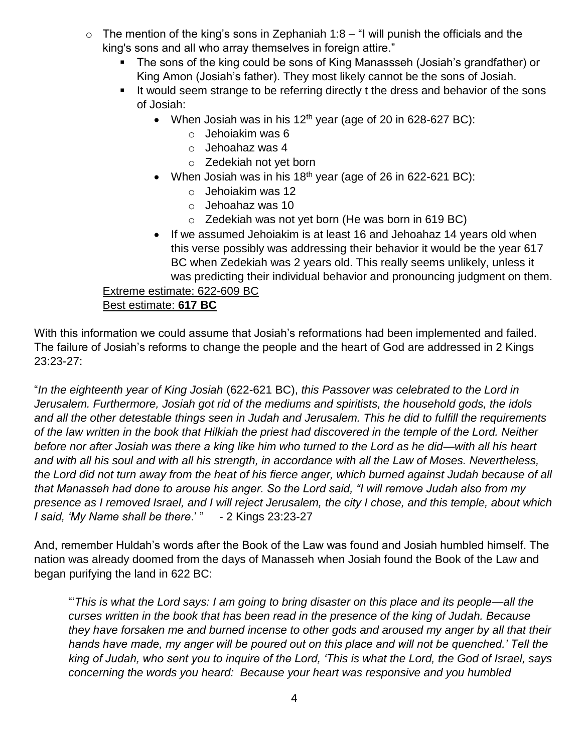- The mention of the king's sons in Zephaniah 1:8 – "I will punish the officials and the king's sons and all who array themselves in foreign attire."
  - The sons of the king could be sons of King Manassseh (Josiah's grandfather) or King Amon (Josiah's father). They most likely cannot be the sons of Josiah.
  - It would seem strange to be referring directly t the dress and behavior of the sons of Josiah:
    - When Josiah was in his 12th year (age of 20 in 628-627 BC):
      - Jehoiakim was 6
      - Jehoahaz was 4
      - Zedekiah not yet born
    - When Josiah was in his 18th year (age of 26 in 622-621 BC):
      - Jehoiakim was 12
      - Jehoahaz was 10
      - Zedekiah was not yet born (He was born in 619 BC)
    - If we assumed Jehoiakim is at least 16 and Jehoahaz 14 years old when this verse possibly was addressing their behavior it would be the year 617 BC when Zedekiah was 2 years old. This really seems unlikely, unless it was predicting their individual behavior and pronouncing judgment on them.

  Extreme estimate: 622-609 BC

  Best estimate: **617 BC**

With this information we could assume that Josiah's reformations had been implemented and failed. The failure of Josiah's reforms to change the people and the heart of God are addressed in 2 Kings 23:23-27:

"*In the eighteenth year of King Josiah* (622-621 BC), *this Passover was celebrated to the Lord in Jerusalem. Furthermore, Josiah got rid of the mediums and spiritists, the household gods, the idols and all the other detestable things seen in Judah and Jerusalem. This he did to fulfill the requirements of the law written in the book that Hilkiah the priest had discovered in the temple of the Lord. Neither before nor after Josiah was there a king like him who turned to the Lord as he did—with all his heart and with all his soul and with all his strength, in accordance with all the Law of Moses. Nevertheless, the Lord did not turn away from the heat of his fierce anger, which burned against Judah because of all that Manasseh had done to arouse his anger. So the Lord said, "I will remove Judah also from my presence as I removed Israel, and I will reject Jerusalem, the city I chose, and this temple, about which I said, 'My Name shall be there*.' " - 2 Kings 23:23-27

And, remember Huldah's words after the Book of the Law was found and Josiah humbled himself. The nation was already doomed from the days of Manasseh when Josiah found the Book of the Law and began purifying the land in 622 BC:

> "'*This is what the Lord says: I am going to bring disaster on this place and its people—all the curses written in the book that has been read in the presence of the king of Judah. Because they have forsaken me and burned incense to other gods and aroused my anger by all that their hands have made, my anger will be poured out on this place and will not be quenched.' Tell the king of Judah, who sent you to inquire of the Lord, 'This is what the Lord, the God of Israel, says concerning the words you heard: Because your heart was responsive and you humbled*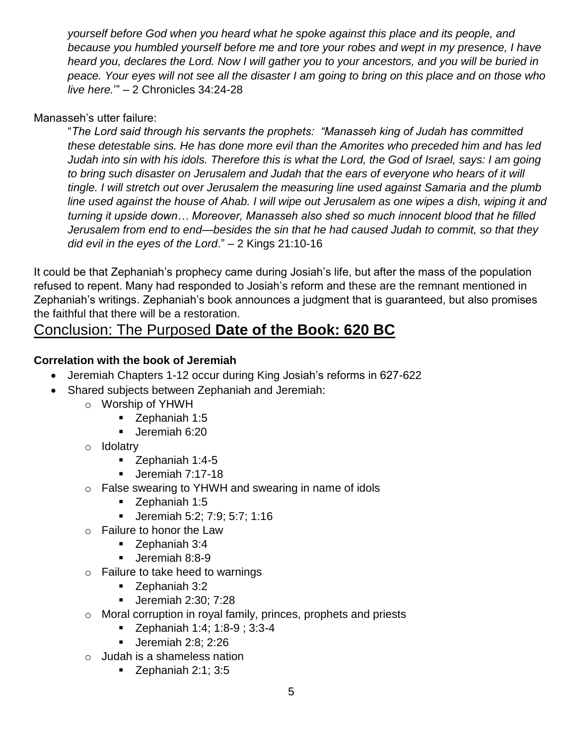*yourself before God when you heard what he spoke against this place and its people, and because you humbled yourself before me and tore your robes and wept in my presence, I have heard you, declares the Lord. Now I will gather you to your ancestors, and you will be buried in peace. Your eyes will not see all the disaster I am going to bring on this place and on those who live here.*'" – 2 Chronicles 34:24-28

Manasseh's utter failure:

"*The Lord said through his servants the prophets: "Manasseh king of Judah has committed these detestable sins. He has done more evil than the Amorites who preceded him and has led Judah into sin with his idols. Therefore this is what the Lord, the God of Israel, says: I am going to bring such disaster on Jerusalem and Judah that the ears of everyone who hears of it will tingle. I will stretch out over Jerusalem the measuring line used against Samaria and the plumb line used against the house of Ahab. I will wipe out Jerusalem as one wipes a dish, wiping it and turning it upside down… Moreover, Manasseh also shed so much innocent blood that he filled Jerusalem from end to end—besides the sin that he had caused Judah to commit, so that they did evil in the eyes of the Lord*." – 2 Kings 21:10-16

It could be that Zephaniah's prophecy came during Josiah's life, but after the mass of the population refused to repent. Many had responded to Josiah's reform and these are the remnant mentioned in Zephaniah's writings. Zephaniah's book announces a judgment that is guaranteed, but also promises the faithful that there will be a restoration.

## Conclusion: The Purposed **Date of the Book: 620 BC**

**Correlation with the book of Jeremiah**

- Jeremiah Chapters 1-12 occur during King Josiah's reforms in 627-622
- Shared subjects between Zephaniah and Jeremiah:
  - Worship of YHWH
    - Zephaniah 1:5
    - Jeremiah 6:20
  - Idolatry
    - Zephaniah 1:4-5
    - Jeremiah 7:17-18
  - False swearing to YHWH and swearing in name of idols
    - Zephaniah 1:5
    - Jeremiah 5:2; 7:9; 5:7; 1:16
  - Failure to honor the Law
    - Zephaniah 3:4
    - Jeremiah 8:8-9
  - Failure to take heed to warnings
    - Zephaniah 3:2
    - Jeremiah 2:30; 7:28
  - Moral corruption in royal family, princes, prophets and priests
    - Zephaniah 1:4; 1:8-9 ; 3:3-4
    - Jeremiah 2:8; 2:26
  - Judah is a shameless nation
    - Zephaniah 2:1; 3:5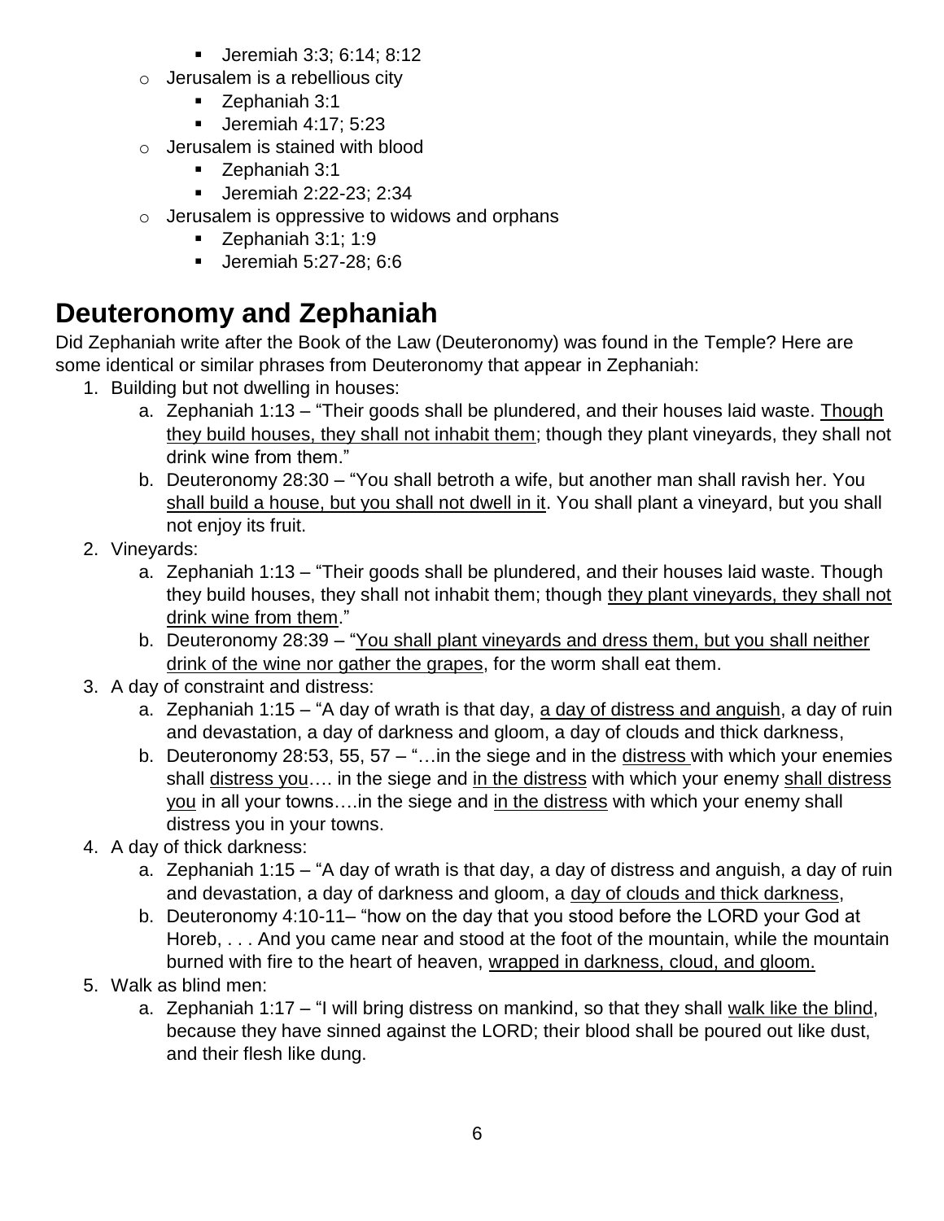- Jeremiah 3:3; 6:14; 8:12
    - Jerusalem is a rebellious city
        - Zephaniah 3:1
        - Jeremiah 4:17; 5:23
    - Jerusalem is stained with blood
        - Zephaniah 3:1
        - Jeremiah 2:22-23; 2:34
    - Jerusalem is oppressive to widows and orphans
        - Zephaniah 3:1; 1:9
        - Jeremiah 5:27-28; 6:6

# Deuteronomy and Zephaniah

Did Zephaniah write after the Book of the Law (Deuteronomy) was found in the Temple? Here are some identical or similar phrases from Deuteronomy that appear in Zephaniah:

1. Building but not dwelling in houses:
    a. Zephaniah 1:13 – "Their goods shall be plundered, and their houses laid waste. <u>Though they build houses, they shall not inhabit them</u>; though they plant vineyards, they shall not drink wine from them."
    b. Deuteronomy 28:30 – "You shall betroth a wife, but another man shall ravish her. You <u>shall build a house, but you shall not dwell in it</u>. You shall plant a vineyard, but you shall not enjoy its fruit.
2. Vineyards:
    a. Zephaniah 1:13 – "Their goods shall be plundered, and their houses laid waste. Though they build houses, they shall not inhabit them; though <u>they plant vineyards, they shall not drink wine from them</u>."
    b. Deuteronomy 28:39 – "<u>You shall plant vineyards and dress them, but you shall neither drink of the wine nor gather the grapes</u>, for the worm shall eat them.
3. A day of constraint and distress:
    a. Zephaniah 1:15 – "A day of wrath is that day, <u>a day of distress and anguish</u>, a day of ruin and devastation, a day of darkness and gloom, a day of clouds and thick darkness,
    b. Deuteronomy 28:53, 55, 57 – "…in the siege and in the <u>distress</u> with which your enemies shall <u>distress you</u>…. in the siege and <u>in the distress</u> with which your enemy <u>shall distress you</u> in all your towns….in the siege and <u>in the distress</u> with which your enemy shall distress you in your towns.
4. A day of thick darkness:
    a. Zephaniah 1:15 – "A day of wrath is that day, a day of distress and anguish, a day of ruin and devastation, a day of darkness and gloom, a <u>day of clouds and thick darkness</u>,
    b. Deuteronomy 4:10-11– "how on the day that you stood before the LORD your God at Horeb, . . . And you came near and stood at the foot of the mountain, while the mountain burned with fire to the heart of heaven, <u>wrapped in darkness, cloud, and gloom.</u>
5. Walk as blind men:
    a. Zephaniah 1:17 – "I will bring distress on mankind, so that they shall <u>walk like the blind</u>, because they have sinned against the LORD; their blood shall be poured out like dust, and their flesh like dung.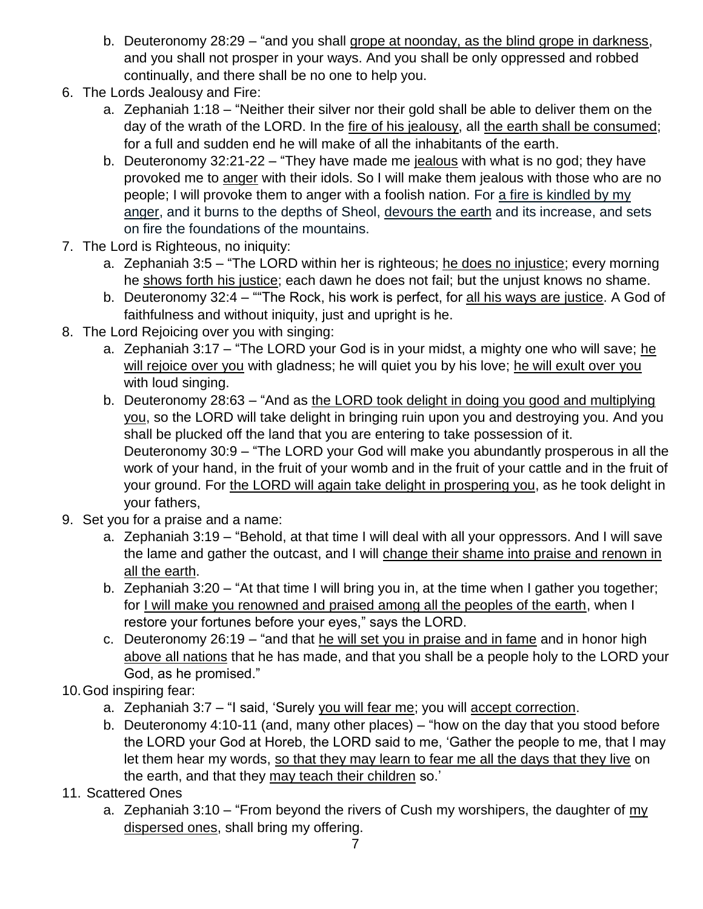b. Deuteronomy 28:29 – "and you shall <u>grope at noonday, as the blind grope in darkness</u>, and you shall not prosper in your ways. And you shall be only oppressed and robbed continually, and there shall be no one to help you.

6. The Lords Jealousy and Fire:
   a. Zephaniah 1:18 – "Neither their silver nor their gold shall be able to deliver them on the day of the wrath of the LORD. In the <u>fire of his jealousy</u>, all <u>the earth shall be consumed</u>; for a full and sudden end he will make of all the inhabitants of the earth.
   b. Deuteronomy 32:21-22 – "They have made me <u>jealous</u> with what is no god; they have provoked me to <u>anger</u> with their idols. So I will make them jealous with those who are no people; I will provoke them to anger with a foolish nation. For <u>a fire is kindled by my anger</u>, and it burns to the depths of Sheol, <u>devours the earth</u> and its increase, and sets on fire the foundations of the mountains.

7. The Lord is Righteous, no iniquity:
   a. Zephaniah 3:5 – "The LORD within her is righteous; <u>he does no injustice</u>; every morning he <u>shows forth his justice</u>; each dawn he does not fail; but the unjust knows no shame.
   b. Deuteronomy 32:4 – ""The Rock, his work is perfect, for <u>all his ways are justice</u>. A God of faithfulness and without iniquity, just and upright is he.

8. The Lord Rejoicing over you with singing:
   a. Zephaniah 3:17 – "The LORD your God is in your midst, a mighty one who will save; <u>he will rejoice over you</u> with gladness; he will quiet you by his love; <u>he will exult over you</u> with loud singing.
   b. Deuteronomy 28:63 – "And as <u>the LORD took delight in doing you good and multiplying you</u>, so the LORD will take delight in bringing ruin upon you and destroying you. And you shall be plucked off the land that you are entering to take possession of it.
      Deuteronomy 30:9 – "The LORD your God will make you abundantly prosperous in all the work of your hand, in the fruit of your womb and in the fruit of your cattle and in the fruit of your ground. For <u>the LORD will again take delight in prospering you</u>, as he took delight in your fathers,

9. Set you for a praise and a name:
   a. Zephaniah 3:19 – "Behold, at that time I will deal with all your oppressors. And I will save the lame and gather the outcast, and I will <u>change their shame into praise and renown in all the earth</u>.
   b. Zephaniah 3:20 – "At that time I will bring you in, at the time when I gather you together; for <u>I will make you renowned and praised among all the peoples of the earth</u>, when I restore your fortunes before your eyes," says the LORD.
   c. Deuteronomy 26:19 – "and that <u>he will set you in praise and in fame</u> and in honor high <u>above all nations</u> that he has made, and that you shall be a people holy to the LORD your God, as he promised."

10. God inspiring fear:
    a. Zephaniah 3:7 – "I said, 'Surely <u>you will fear me</u>; you will <u>accept correction</u>.
    b. Deuteronomy 4:10-11 (and, many other places) – "how on the day that you stood before the LORD your God at Horeb, the LORD said to me, 'Gather the people to me, that I may let them hear my words, <u>so that they may learn to fear me all the days that they live</u> on the earth, and that they <u>may teach their children</u> so.'

11. Scattered Ones
    a. Zephaniah 3:10 – "From beyond the rivers of Cush my worshipers, the daughter of <u>my dispersed ones</u>, shall bring my offering.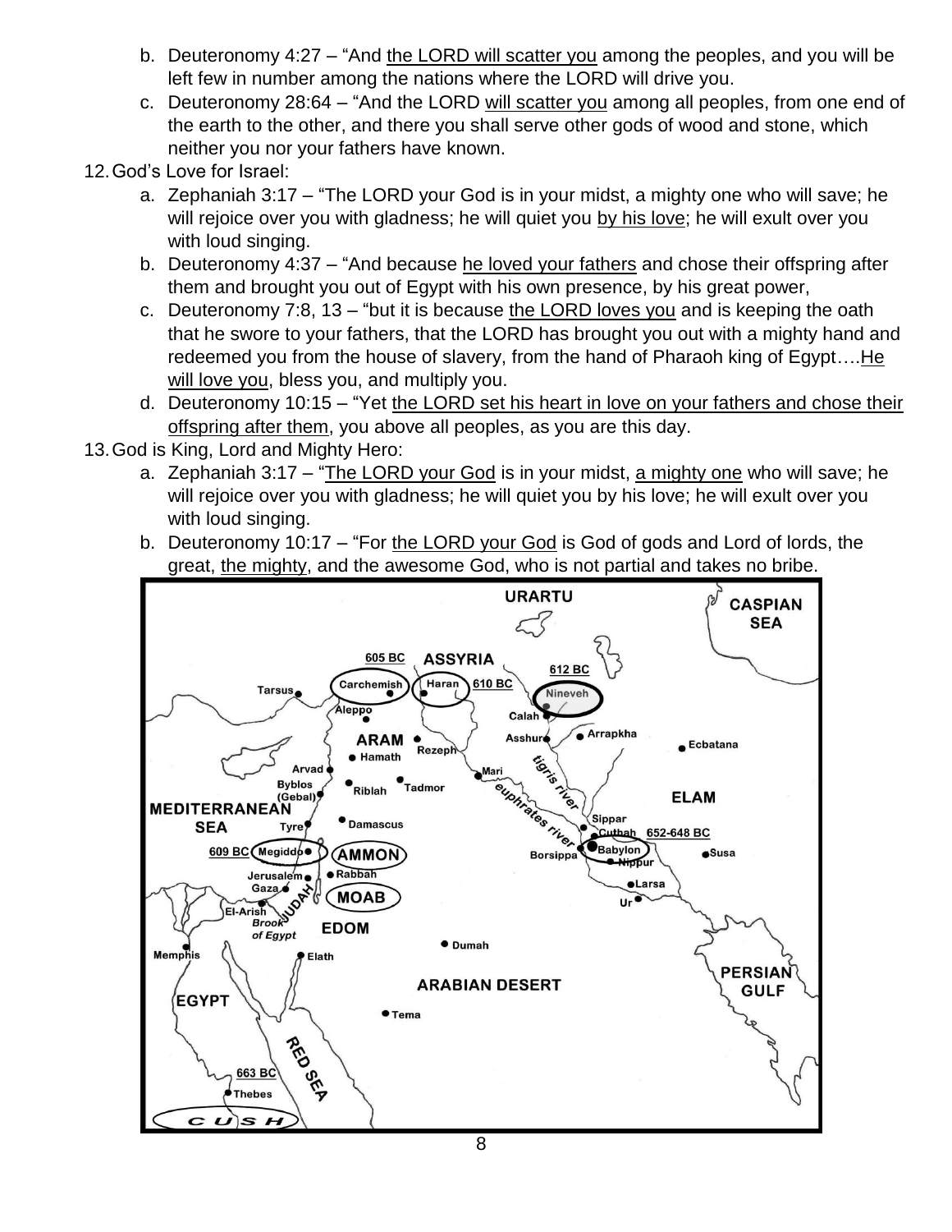b. Deuteronomy 4:27 – "And <u>the LORD will scatter you</u> among the peoples, and you will be left few in number among the nations where the LORD will drive you.

c. Deuteronomy 28:64 – "And the LORD <u>will scatter you</u> among all peoples, from one end of the earth to the other, and there you shall serve other gods of wood and stone, which neither you nor your fathers have known.

12. God's Love for Israel:

    a. Zephaniah 3:17 – "The LORD your God is in your midst, a mighty one who will save; he will rejoice over you with gladness; he will quiet you <u>by his love</u>; he will exult over you with loud singing.

    b. Deuteronomy 4:37 – "And because <u>he loved your fathers</u> and chose their offspring after them and brought you out of Egypt with his own presence, by his great power,

    c. Deuteronomy 7:8, 13 – "but it is because <u>the LORD loves you</u> and is keeping the oath that he swore to your fathers, that the LORD has brought you out with a mighty hand and redeemed you from the house of slavery, from the hand of Pharaoh king of Egypt….<u>He will love you</u>, bless you, and multiply you.

    d. Deuteronomy 10:15 – "Yet <u>the LORD set his heart in love on your fathers and chose their offspring after them</u>, you above all peoples, as you are this day.

13. God is King, Lord and Mighty Hero:

    a. Zephaniah 3:17 – "<u>The LORD your God</u> is in your midst, <u>a mighty one</u> who will save; he will rejoice over you with gladness; he will quiet you by his love; he will exult over you with loud singing.

    b. Deuteronomy 10:17 – "For <u>the LORD your God</u> is God of gods and Lord of lords, the great, <u>the mighty</u>, and the awesome God, who is not partial and takes no bribe.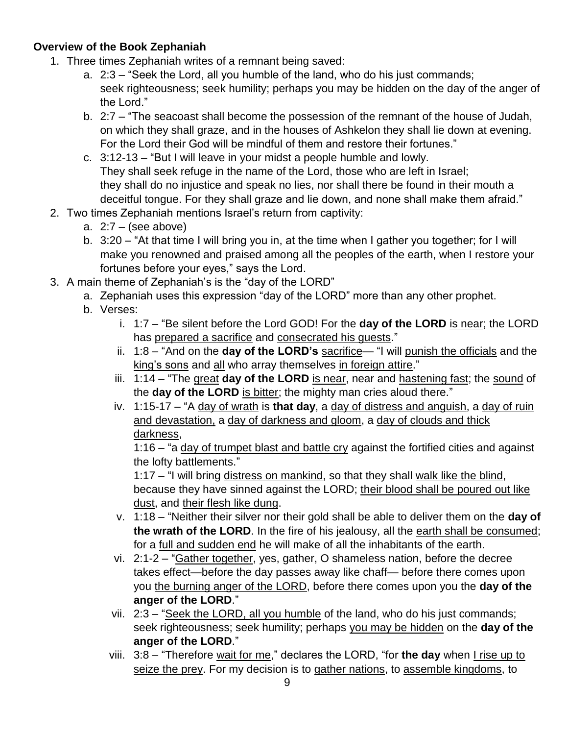**Overview of the Book Zephaniah**

1. Three times Zephaniah writes of a remnant being saved:
   a. 2:3 – "Seek the Lord, all you humble of the land, who do his just commands; seek righteousness; seek humility; perhaps you may be hidden on the day of the anger of the Lord."
   b. 2:7 – "The seacoast shall become the possession of the remnant of the house of Judah, on which they shall graze, and in the houses of Ashkelon they shall lie down at evening. For the Lord their God will be mindful of them and restore their fortunes."
   c. 3:12-13 – "But I will leave in your midst a people humble and lowly. They shall seek refuge in the name of the Lord, those who are left in Israel; they shall do no injustice and speak no lies, nor shall there be found in their mouth a deceitful tongue. For they shall graze and lie down, and none shall make them afraid."
2. Two times Zephaniah mentions Israel's return from captivity:
   a. 2:7 – (see above)
   b. 3:20 – "At that time I will bring you in, at the time when I gather you together; for I will make you renowned and praised among all the peoples of the earth, when I restore your fortunes before your eyes," says the Lord.
3. A main theme of Zephaniah's is the "day of the LORD"
   a. Zephaniah uses this expression "day of the LORD" more than any other prophet.
   b. Verses:
      i. 1:7 – "<u>Be silent</u> before the Lord GOD! For the **day of the LORD** <u>is near</u>; the LORD has <u>prepared a sacrifice</u> and <u>consecrated his guests</u>."
      ii. 1:8 – "And on the **day of the LORD's** <u>sacrifice</u>— "I will <u>punish the officials</u> and the <u>king's sons</u> and <u>all</u> who array themselves <u>in foreign attire</u>."
      iii. 1:14 – "The <u>great</u> **day of the LORD** <u>is near</u>, near and <u>hastening fast</u>; the <u>sound</u> of the **day of the LORD** <u>is bitter</u>; the mighty man cries aloud there."
      iv. 1:15-17 – "A <u>day of wrath</u> is **that day**, a <u>day of distress and anguish</u>, a <u>day of ruin and devastation,</u> a <u>day of darkness and gloom</u>, a <u>day of clouds and thick darkness</u>,

         1:16 – "a <u>day of trumpet blast and battle cry</u> against the fortified cities and against the lofty battlements."

         1:17 – "I will bring <u>distress on mankind</u>, so that they shall <u>walk like the blind</u>, because they have sinned against the LORD; <u>their blood shall be poured out like dust</u>, and <u>their flesh like dung</u>.
      v. 1:18 – "Neither their silver nor their gold shall be able to deliver them on the **day of the wrath of the LORD**. In the fire of his jealousy, all the <u>earth shall be consumed</u>; for a <u>full and sudden end</u> he will make of all the inhabitants of the earth.
      vi. 2:1-2 – "<u>Gather together</u>, yes, gather, O shameless nation, before the decree takes effect—before the day passes away like chaff— before there comes upon you <u>the burning anger of the LORD</u>, before there comes upon you the **day of the anger of the LORD**."
      vii. 2:3 – "<u>Seek the LORD, all you humble</u> of the land, who do his just commands; seek righteousness; seek humility; perhaps <u>you may be hidden</u> on the **day of the anger of the LORD**."
      viii. 3:8 – "Therefore <u>wait for me</u>," declares the LORD, "for **the day** when <u>I rise up to seize the prey</u>. For my decision is to <u>gather nations</u>, to <u>assemble kingdoms</u>, to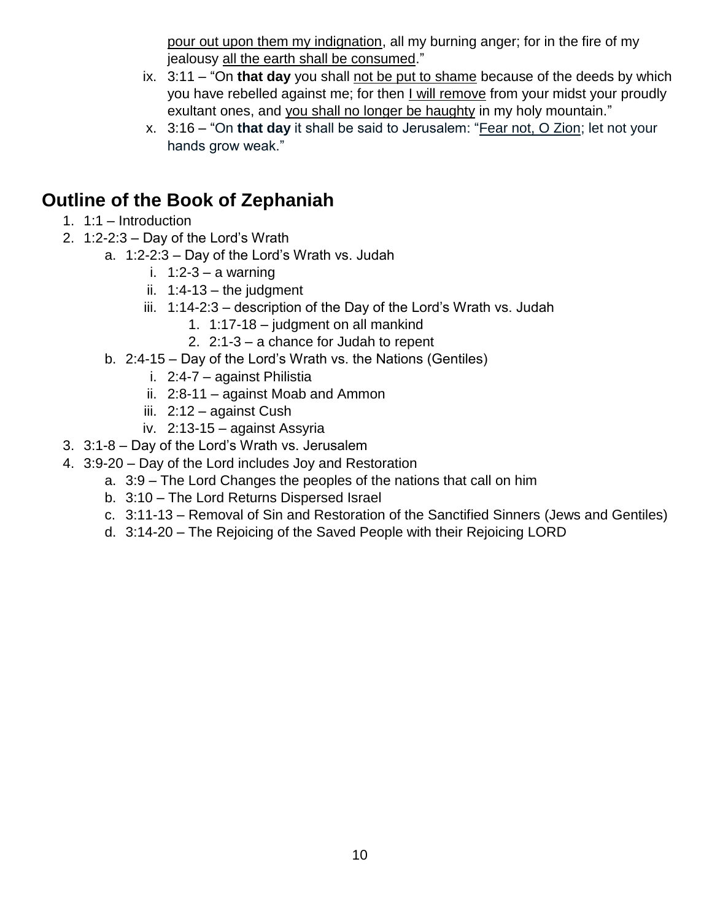pour out upon them my indignation, all my burning anger; for in the fire of my jealousy all the earth shall be consumed."

ix. 3:11 – "On **that day** you shall not be put to shame because of the deeds by which you have rebelled against me; for then I will remove from your midst your proudly exultant ones, and you shall no longer be haughty in my holy mountain."

x. 3:16 – "On **that day** it shall be said to Jerusalem: "Fear not, O Zion; let not your hands grow weak."

## Outline of the Book of Zephaniah

1. 1:1 – Introduction
2. 1:2-2:3 – Day of the Lord's Wrath
    - a. 1:2-2:3 – Day of the Lord's Wrath vs. Judah
        - i. 1:2-3 – a warning
        - ii. 1:4-13 – the judgment
        - iii. 1:14-2:3 – description of the Day of the Lord's Wrath vs. Judah
            1. 1:17-18 – judgment on all mankind
            2. 2:1-3 – a chance for Judah to repent
    - b. 2:4-15 – Day of the Lord's Wrath vs. the Nations (Gentiles)
        - i. 2:4-7 – against Philistia
        - ii. 2:8-11 – against Moab and Ammon
        - iii. 2:12 – against Cush
        - iv. 2:13-15 – against Assyria
3. 3:1-8 – Day of the Lord's Wrath vs. Jerusalem
4. 3:9-20 – Day of the Lord includes Joy and Restoration
    - a. 3:9 – The Lord Changes the peoples of the nations that call on him
    - b. 3:10 – The Lord Returns Dispersed Israel
    - c. 3:11-13 – Removal of Sin and Restoration of the Sanctified Sinners (Jews and Gentiles)
    - d. 3:14-20 – The Rejoicing of the Saved People with their Rejoicing LORD